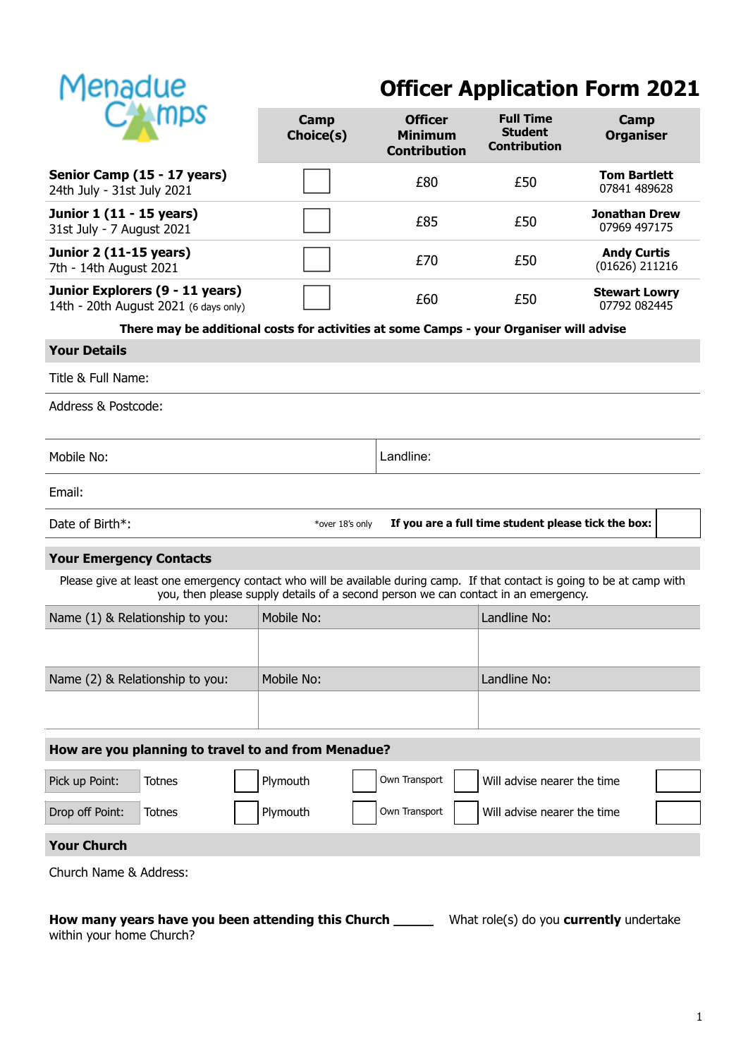Menadue Camps

# Officer Application Form 2021

| | Camp Choice(s) | Officer Minimum Contribution | Full Time Student Contribution | Camp Organiser |
|---|---|---|---|---|
| **Senior Camp (15 - 17 years)** 24th July - 31st July 2021 | ☐ | £80 | £50 | **Tom Bartlett** 07841 489628 |
| **Junior 1 (11 - 15 years)** 31st July - 7 August 2021 | ☐ | £85 | £50 | **Jonathan Drew** 07969 497175 |
| **Junior 2 (11-15 years)** 7th - 14th August 2021 | ☐ | £70 | £50 | **Andy Curtis** (01626) 211216 |
| **Junior Explorers (9 - 11 years)** 14th - 20th August 2021 (6 days only) | ☐ | £60 | £50 | **Stewart Lowry** 07792 082445 |

**There may be additional costs for activities at some Camps - your Organiser will advise**

## Your Details

Title & Full Name:

Address & Postcode:

| Mobile No: | Landline: |
|---|---|

Email:

Date of Birth*: *over 18's only — **If you are a full time student please tick the box:** ☐

## Your Emergency Contacts

Please give at least one emergency contact who will be available during camp. If that contact is going to be at camp with you, then please supply details of a second person we can contact in an emergency.

| Name (1) & Relationship to you: | Mobile No: | Landline No: |
|---|---|---|
| | | |
| **Name (2) & Relationship to you:** | **Mobile No:** | **Landline No:** |
| | | |

## How are you planning to travel to and from Menadue?

| | | | | |
|---|---|---|---|---|
| Pick up Point: | Totnes ☐ | Plymouth ☐ | Own Transport ☐ | Will advise nearer the time ☐ |
| Drop off Point: | Totnes ☐ | Plymouth ☐ | Own Transport ☐ | Will advise nearer the time ☐ |

## Your Church

Church Name & Address:

**How many years have you been attending this Church** ______

What role(s) do you **currently** undertake within your home Church?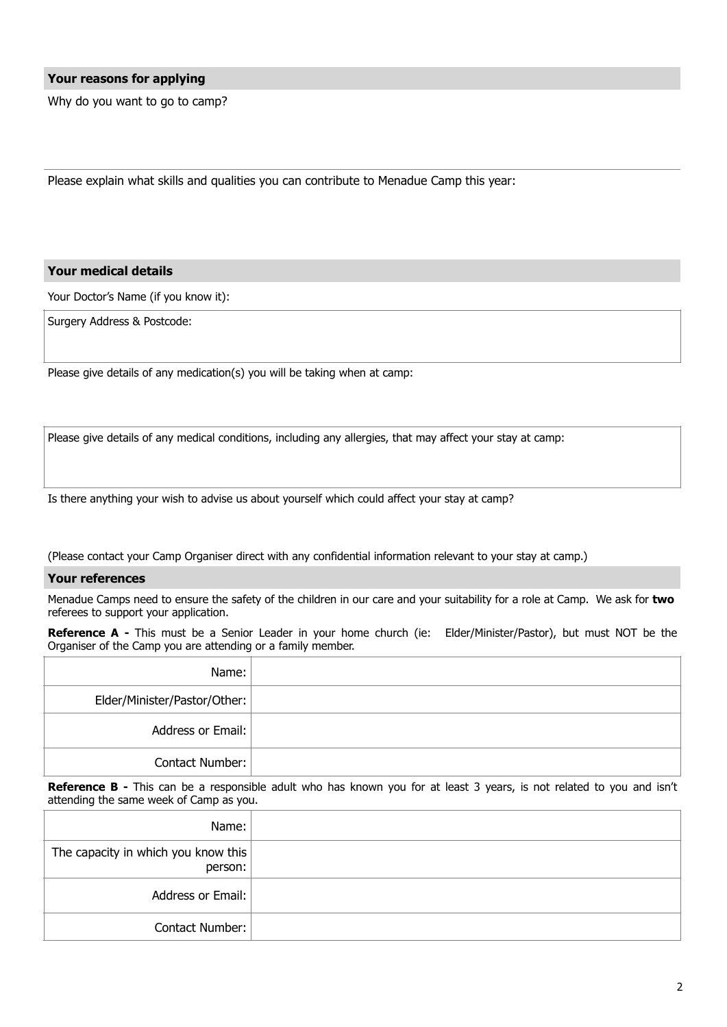## Your reasons for applying

Why do you want to go to camp?

Please explain what skills and qualities you can contribute to Menadue Camp this year:

## Your medical details

Your Doctor's Name (if you know it):

Surgery Address & Postcode:

Please give details of any medication(s) you will be taking when at camp:

Please give details of any medical conditions, including any allergies, that may affect your stay at camp:

Is there anything your wish to advise us about yourself which could affect your stay at camp?

(Please contact your Camp Organiser direct with any confidential information relevant to your stay at camp.)

## Your references

Menadue Camps need to ensure the safety of the children in our care and your suitability for a role at Camp. We ask for **two** referees to support your application.

**Reference A -** This must be a Senior Leader in your home church (ie: Elder/Minister/Pastor), but must NOT be the Organiser of the Camp you are attending or a family member.

| | |
|---|---|
| Name: | |
| Elder/Minister/Pastor/Other: | |
| Address or Email: | |
| Contact Number: | |

**Reference B -** This can be a responsible adult who has known you for at least 3 years, is not related to you and isn't attending the same week of Camp as you.

| | |
|---|---|
| Name: | |
| The capacity in which you know this person: | |
| Address or Email: | |
| Contact Number: | |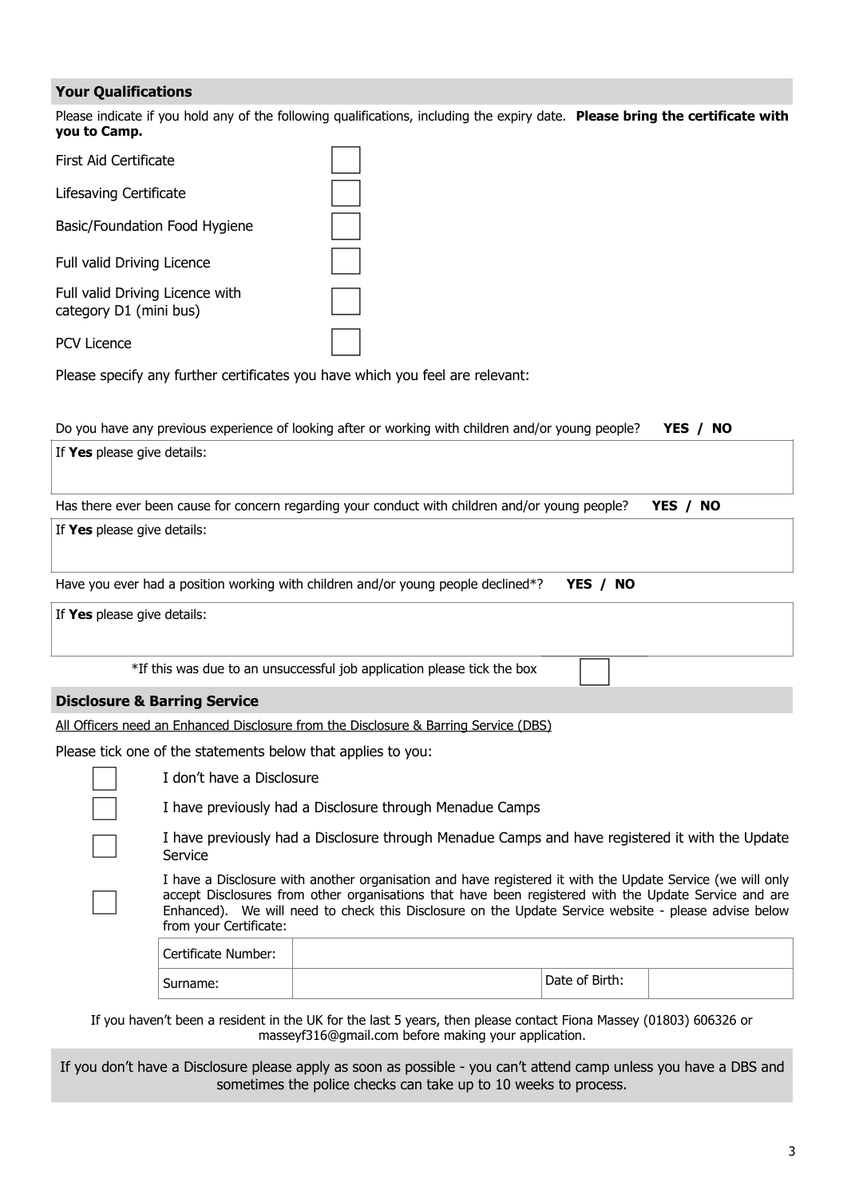## Your Qualifications

Please indicate if you hold any of the following qualifications, including the expiry date. **Please bring the certificate with you to Camp.**

| Qualification | |
|---|---|
| First Aid Certificate | ☐ |
| Lifesaving Certificate | ☐ |
| Basic/Foundation Food Hygiene | ☐ |
| Full valid Driving Licence | ☐ |
| Full valid Driving Licence with category D1 (mini bus) | ☐ |
| PCV Licence | ☐ |

Please specify any further certificates you have which you feel are relevant:

Do you have any previous experience of looking after or working with children and/or young people? **YES / NO**

If **Yes** please give details:

Has there ever been cause for concern regarding your conduct with children and/or young people? **YES / NO**

If **Yes** please give details:

Have you ever had a position working with children and/or young people declined*? **YES / NO**

If **Yes** please give details:

*If this was due to an unsuccessful job application please tick the box ☐

## Disclosure & Barring Service

All Officers need an Enhanced Disclosure from the Disclosure & Barring Service (DBS)

Please tick one of the statements below that applies to you:

- ☐ I don't have a Disclosure
- ☐ I have previously had a Disclosure through Menadue Camps
- ☐ I have previously had a Disclosure through Menadue Camps and have registered it with the Update Service
- ☐ I have a Disclosure with another organisation and have registered it with the Update Service (we will only accept Disclosures from other organisations that have been registered with the Update Service and are Enhanced). We will need to check this Disclosure on the Update Service website - please advise below from your Certificate:

| Certificate Number: | | | |
|---|---|---|---|
| Surname: | | Date of Birth: | |

If you haven't been a resident in the UK for the last 5 years, then please contact Fiona Massey (01803) 606326 or masseyf316@gmail.com before making your application.

If you don't have a Disclosure please apply as soon as possible - you can't attend camp unless you have a DBS and sometimes the police checks can take up to 10 weeks to process.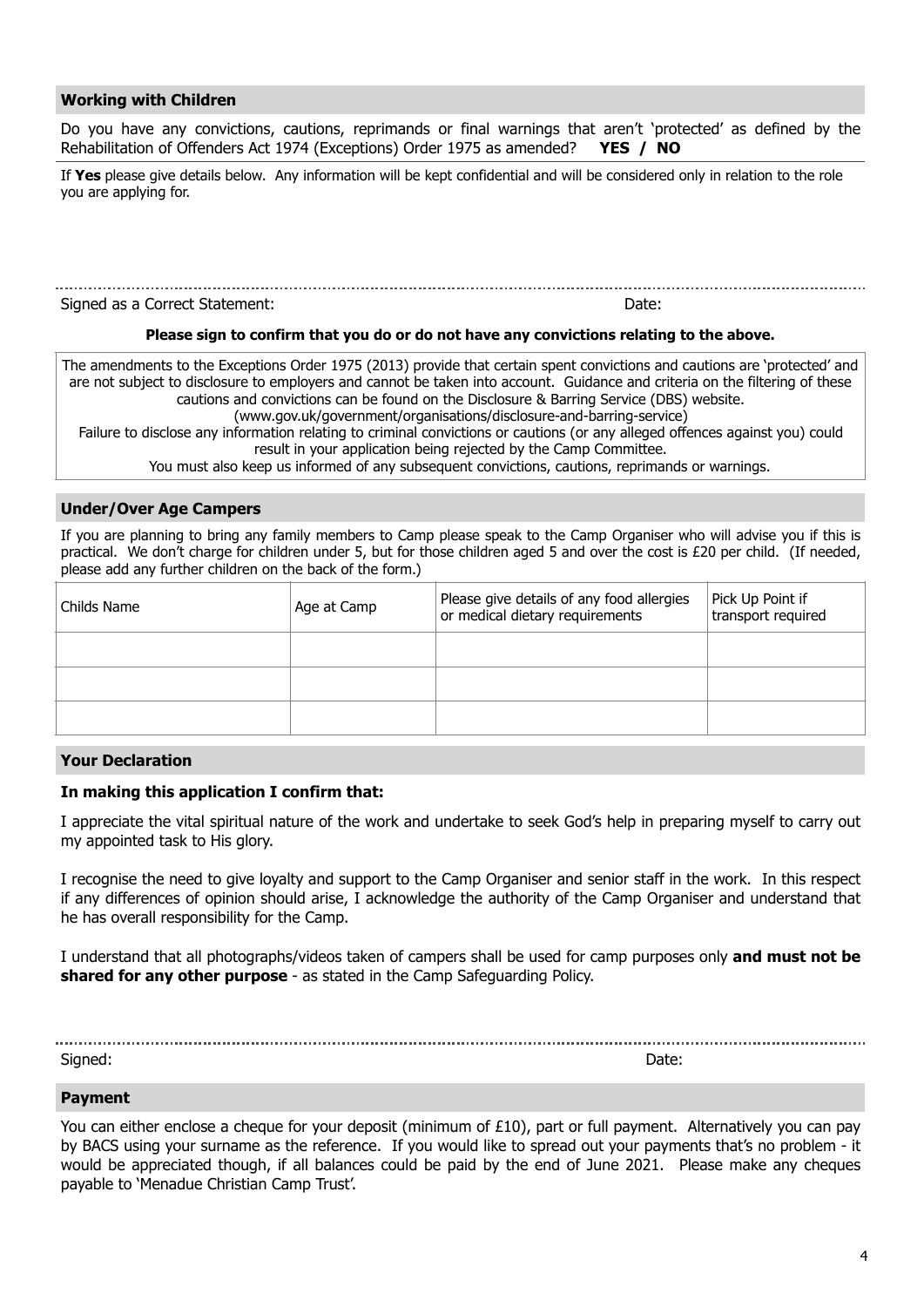## Working with Children

Do you have any convictions, cautions, reprimands or final warnings that aren't 'protected' as defined by the Rehabilitation of Offenders Act 1974 (Exceptions) Order 1975 as amended? **YES / NO**

If **Yes** please give details below. Any information will be kept confidential and will be considered only in relation to the role you are applying for.

Signed as a Correct Statement: Date:

**Please sign to confirm that you do or do not have any convictions relating to the above.**

The amendments to the Exceptions Order 1975 (2013) provide that certain spent convictions and cautions are 'protected' and are not subject to disclosure to employers and cannot be taken into account. Guidance and criteria on the filtering of these cautions and convictions can be found on the Disclosure & Barring Service (DBS) website.
(www.gov.uk/government/organisations/disclosure-and-barring-service)
Failure to disclose any information relating to criminal convictions or cautions (or any alleged offences against you) could result in your application being rejected by the Camp Committee.
You must also keep us informed of any subsequent convictions, cautions, reprimands or warnings.

## Under/Over Age Campers

If you are planning to bring any family members to Camp please speak to the Camp Organiser who will advise you if this is practical. We don't charge for children under 5, but for those children aged 5 and over the cost is £20 per child. (If needed, please add any further children on the back of the form.)

| Childs Name | Age at Camp | Please give details of any food allergies or medical dietary requirements | Pick Up Point if transport required |
|---|---|---|---|
| | | | |
| | | | |
| | | | |

## Your Declaration

**In making this application I confirm that:**

I appreciate the vital spiritual nature of the work and undertake to seek God's help in preparing myself to carry out my appointed task to His glory.

I recognise the need to give loyalty and support to the Camp Organiser and senior staff in the work. In this respect if any differences of opinion should arise, I acknowledge the authority of the Camp Organiser and understand that he has overall responsibility for the Camp.

I understand that all photographs/videos taken of campers shall be used for camp purposes only **and must not be shared for any other purpose** - as stated in the Camp Safeguarding Policy.

Signed: Date:

## Payment

You can either enclose a cheque for your deposit (minimum of £10), part or full payment. Alternatively you can pay by BACS using your surname as the reference. If you would like to spread out your payments that's no problem - it would be appreciated though, if all balances could be paid by the end of June 2021. Please make any cheques payable to 'Menadue Christian Camp Trust'.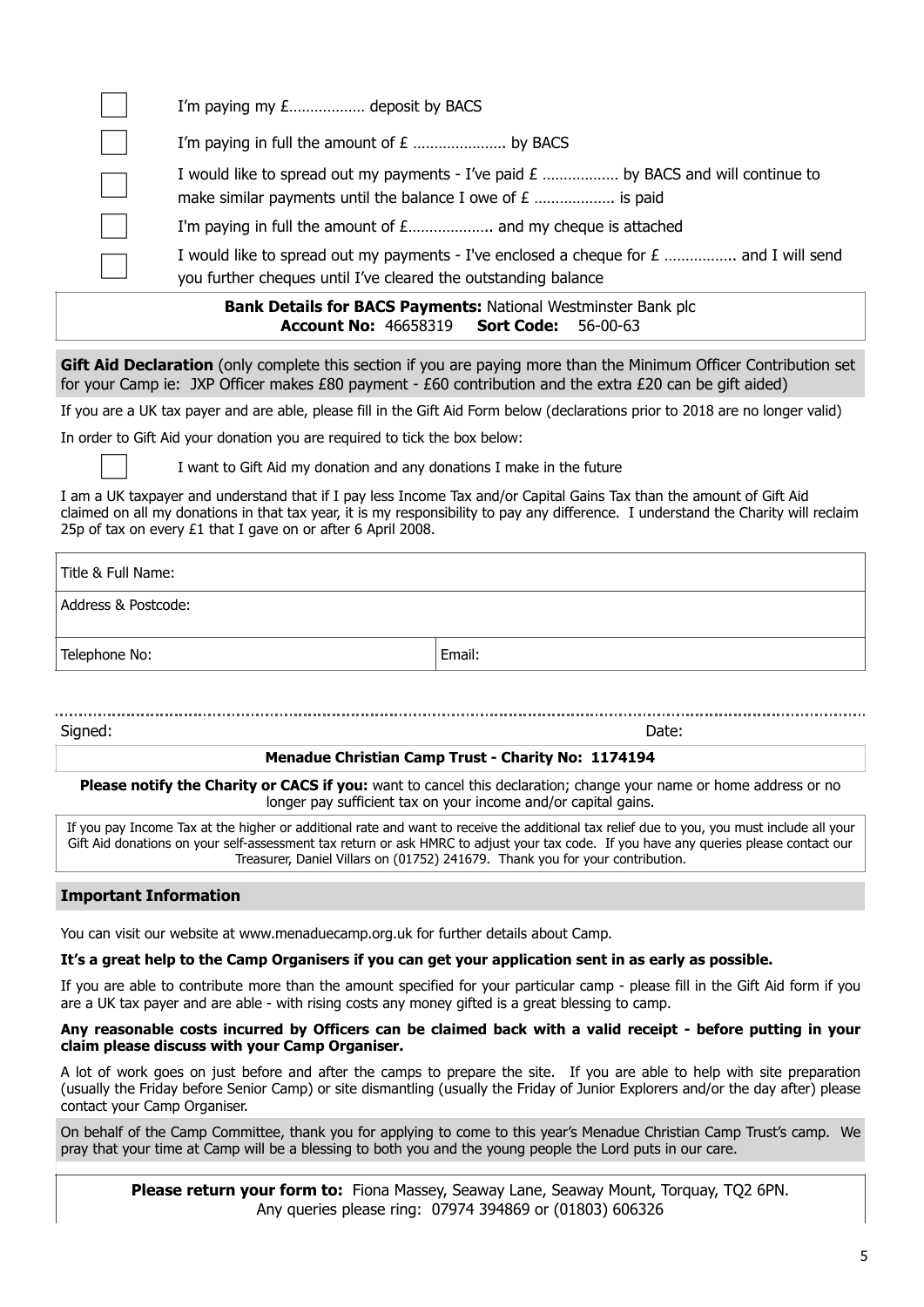- [ ] I'm paying my £……………… deposit by BACS
- [ ] I'm paying in full the amount of £ …………………. by BACS
- [ ] I would like to spread out my payments - I've paid £ ……………… by BACS and will continue to make similar payments until the balance I owe of £ ………………. is paid
- [ ] I'm paying in full the amount of £……………….. and my cheque is attached
- [ ] I would like to spread out my payments - I've enclosed a cheque for £ …………….. and I will send you further cheques until I've cleared the outstanding balance

**Bank Details for BACS Payments:** National Westminster Bank plc
**Account No:** 46658319 **Sort Code:** 56-00-63

**Gift Aid Declaration** (only complete this section if you are paying more than the Minimum Officer Contribution set for your Camp ie: JXP Officer makes £80 payment - £60 contribution and the extra £20 can be gift aided)

If you are a UK tax payer and are able, please fill in the Gift Aid Form below (declarations prior to 2018 are no longer valid)

In order to Gift Aid your donation you are required to tick the box below:

- [ ] I want to Gift Aid my donation and any donations I make in the future

I am a UK taxpayer and understand that if I pay less Income Tax and/or Capital Gains Tax than the amount of Gift Aid claimed on all my donations in that tax year, it is my responsibility to pay any difference. I understand the Charity will reclaim 25p of tax on every £1 that I gave on or after 6 April 2008.

| | |
|---|---|
| Title & Full Name: | |
| Address & Postcode: | |
| Telephone No: | Email: |

Signed: Date:

**Menadue Christian Camp Trust - Charity No: 1174194**

**Please notify the Charity or CACS if you:** want to cancel this declaration; change your name or home address or no longer pay sufficient tax on your income and/or capital gains.

If you pay Income Tax at the higher or additional rate and want to receive the additional tax relief due to you, you must include all your Gift Aid donations on your self-assessment tax return or ask HMRC to adjust your tax code. If you have any queries please contact our Treasurer, Daniel Villars on (01752) 241679. Thank you for your contribution.

## Important Information

You can visit our website at www.menaduecamp.org.uk for further details about Camp.

**It's a great help to the Camp Organisers if you can get your application sent in as early as possible.**

If you are able to contribute more than the amount specified for your particular camp - please fill in the Gift Aid form if you are a UK tax payer and are able - with rising costs any money gifted is a great blessing to camp.

**Any reasonable costs incurred by Officers can be claimed back with a valid receipt - before putting in your claim please discuss with your Camp Organiser.**

A lot of work goes on just before and after the camps to prepare the site. If you are able to help with site preparation (usually the Friday before Senior Camp) or site dismantling (usually the Friday of Junior Explorers and/or the day after) please contact your Camp Organiser.

On behalf of the Camp Committee, thank you for applying to come to this year's Menadue Christian Camp Trust's camp. We pray that your time at Camp will be a blessing to both you and the young people the Lord puts in our care.

**Please return your form to:** Fiona Massey, Seaway Lane, Seaway Mount, Torquay, TQ2 6PN.
Any queries please ring: 07974 394869 or (01803) 606326